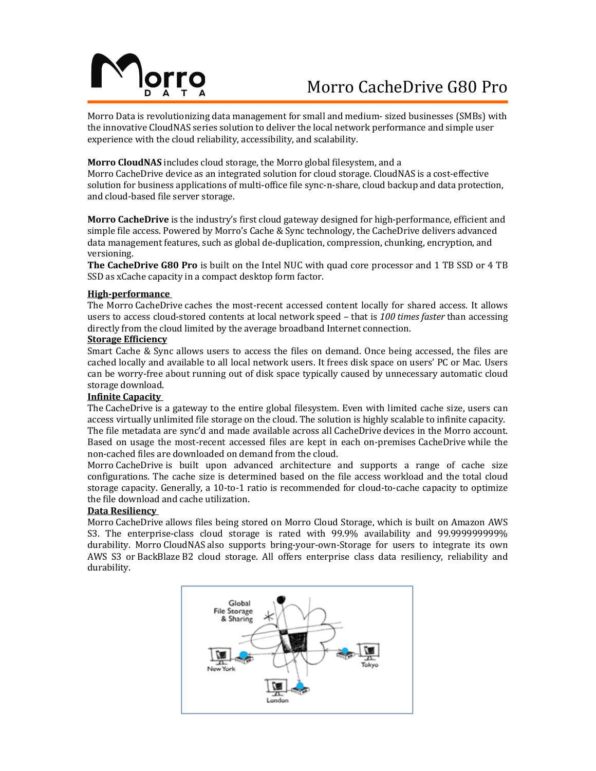# Morro CacheDrive G80 Pro

Morro Data is revolutionizing data management for small and medium- sized businesses (SMBs) with the innovative CloudNAS series solution to deliver the local network performance and simple user experience with the cloud reliability, accessibility, and scalability.

**Morro CloudNAS** includes cloud storage, the Morro global filesystem, and a Morro CacheDrive device as an integrated solution for cloud storage. CloudNAS is a cost-effective solution for business applications of multi-office file sync-n-share, cloud backup and data protection, and cloud-based file server storage.

**Morro CacheDrive** is the industry's first cloud gateway designed for high-performance, efficient and simple file access. Powered by Morro's Cache & Sync technology, the CacheDrive delivers advanced data management features, such as global de-duplication, compression, chunking, encryption, and versioning.

**The CacheDrive G80 Pro** is built on the Intel NUC with quad core processor and 1 TB SSD or 4 TB SSD as xCache capacity in a compact desktop form factor.

**High-performance**

The Morro CacheDrive caches the most-recent accessed content locally for shared access. It allows users to access cloud-stored contents at local network speed – that is *100 times faster* than accessing directly from the cloud limited by the average broadband Internet connection.

**Storage Efficiency**

Smart Cache & Sync allows users to access the files on demand. Once being accessed, the files are cached locally and available to all local network users. It frees disk space on users' PC or Mac. Users can be worry-free about running out of disk space typically caused by unnecessary automatic cloud storage download.

**Infinite Capacity**

The CacheDrive is a gateway to the entire global filesystem. Even with limited cache size, users can access virtually unlimited file storage on the cloud. The solution is highly scalable to infinite capacity. The file metadata are sync'd and made available across all CacheDrive devices in the Morro account. Based on usage the most-recent accessed files are kept in each on-premises CacheDrive while the non-cached files are downloaded on demand from the cloud.

Morro CacheDrive is built upon advanced architecture and supports a range of cache size configurations. The cache size is determined based on the file access workload and the total cloud storage capacity. Generally, a 10-to-1 ratio is recommended for cloud-to-cache capacity to optimize the file download and cache utilization.

**Data Resiliency**

Morro CacheDrive allows files being stored on Morro Cloud Storage, which is built on Amazon AWS S3. The enterprise-class cloud storage is rated with 99.9% availability and 99.999999999% durability. Morro CloudNAS also supports bring-your-own-Storage for users to integrate its own AWS S3 or BackBlaze B2 cloud storage. All offers enterprise class data resiliency, reliability and durability.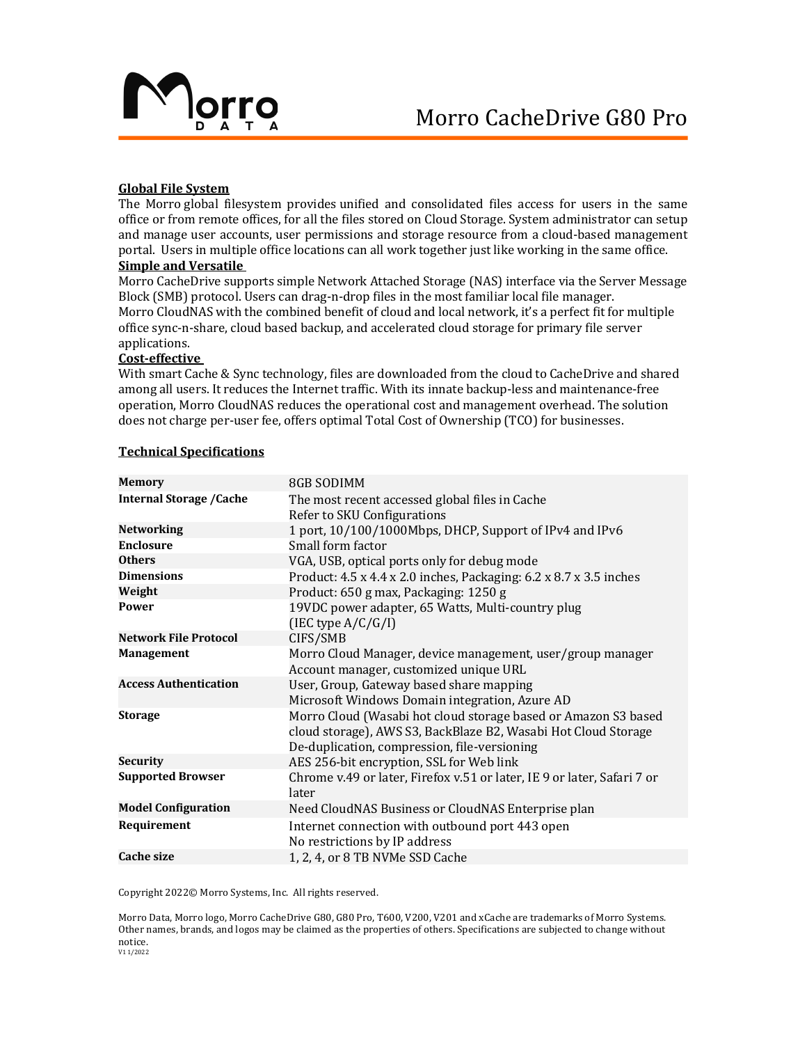# Morro CacheDrive G80 Pro

**Global File System**

The Morro global filesystem provides unified and consolidated files access for users in the same office or from remote offices, for all the files stored on Cloud Storage. System administrator can setup and manage user accounts, user permissions and storage resource from a cloud-based management portal. Users in multiple office locations can all work together just like working in the same office.

**Simple and Versatile**

Morro CacheDrive supports simple Network Attached Storage (NAS) interface via the Server Message Block (SMB) protocol. Users can drag-n-drop files in the most familiar local file manager.
Morro CloudNAS with the combined benefit of cloud and local network, it's a perfect fit for multiple office sync-n-share, cloud based backup, and accelerated cloud storage for primary file server applications.

**Cost-effective**

With smart Cache & Sync technology, files are downloaded from the cloud to CacheDrive and shared among all users. It reduces the Internet traffic. With its innate backup-less and maintenance-free operation, Morro CloudNAS reduces the operational cost and management overhead. The solution does not charge per-user fee, offers optimal Total Cost of Ownership (TCO) for businesses.

## Technical Specifications

| | |
|---|---|
| **Memory** | 8GB SODIMM |
| **Internal Storage /Cache** | The most recent accessed global files in Cache<br>Refer to SKU Configurations |
| **Networking** | 1 port, 10/100/1000Mbps, DHCP, Support of IPv4 and IPv6 |
| **Enclosure** | Small form factor |
| **Others** | VGA, USB, optical ports only for debug mode |
| **Dimensions** | Product: 4.5 x 4.4 x 2.0 inches, Packaging: 6.2 x 8.7 x 3.5 inches |
| **Weight** | Product: 650 g max, Packaging: 1250 g |
| **Power** | 19VDC power adapter, 65 Watts, Multi-country plug<br>(IEC type A/C/G/I) |
| **Network File Protocol** | CIFS/SMB |
| **Management** | Morro Cloud Manager, device management, user/group manager<br>Account manager, customized unique URL |
| **Access Authentication** | User, Group, Gateway based share mapping<br>Microsoft Windows Domain integration, Azure AD |
| **Storage** | Morro Cloud (Wasabi hot cloud storage based or Amazon S3 based cloud storage), AWS S3, BackBlaze B2, Wasabi Hot Cloud Storage<br>De-duplication, compression, file-versioning |
| **Security** | AES 256-bit encryption, SSL for Web link |
| **Supported Browser** | Chrome v.49 or later, Firefox v.51 or later, IE 9 or later, Safari 7 or later |
| **Model Configuration** | Need CloudNAS Business or CloudNAS Enterprise plan |
| **Requirement** | Internet connection with outbound port 443 open<br>No restrictions by IP address |
| **Cache size** | 1, 2, 4, or 8 TB NVMe SSD Cache |

Copyright 2022© Morro Systems, Inc. All rights reserved.

Morro Data, Morro logo, Morro CacheDrive G80, G80 Pro, T600, V200, V201 and xCache are trademarks of Morro Systems. Other names, brands, and logos may be claimed as the properties of others. Specifications are subjected to change without notice.
V1 1/2022